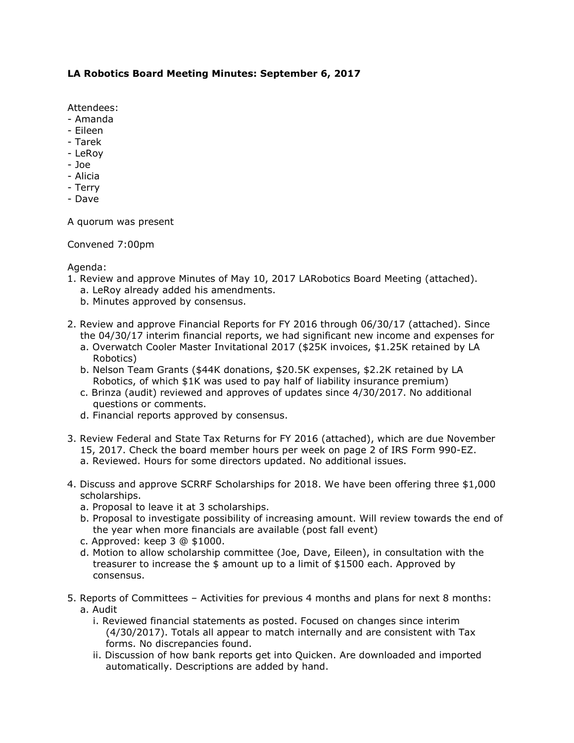**LA Robotics Board Meeting Minutes: September 6, 2017**

Attendees:
- Amanda
- Eileen
- Tarek
- LeRoy
- Joe
- Alicia
- Terry
- Dave

A quorum was present

Convened 7:00pm

Agenda:

1. Review and approve Minutes of May 10, 2017 LARobotics Board Meeting (attached).
   a. LeRoy already added his amendments.
   b. Minutes approved by consensus.

2. Review and approve Financial Reports for FY 2016 through 06/30/17 (attached). Since the 04/30/17 interim financial reports, we had significant new income and expenses for
   a. Overwatch Cooler Master Invitational 2017 ($25K invoices, $1.25K retained by LA Robotics)
   b. Nelson Team Grants ($44K donations, $20.5K expenses, $2.2K retained by LA Robotics, of which $1K was used to pay half of liability insurance premium)
   c. Brinza (audit) reviewed and approves of updates since 4/30/2017. No additional questions or comments.
   d. Financial reports approved by consensus.

3. Review Federal and State Tax Returns for FY 2016 (attached), which are due November 15, 2017. Check the board member hours per week on page 2 of IRS Form 990-EZ.
   a. Reviewed. Hours for some directors updated. No additional issues.

4. Discuss and approve SCRRF Scholarships for 2018. We have been offering three $1,000 scholarships.
   a. Proposal to leave it at 3 scholarships.
   b. Proposal to investigate possibility of increasing amount. Will review towards the end of the year when more financials are available (post fall event)
   c. Approved: keep 3 @ $1000.
   d. Motion to allow scholarship committee (Joe, Dave, Eileen), in consultation with the treasurer to increase the $ amount up to a limit of $1500 each. Approved by consensus.

5. Reports of Committees – Activities for previous 4 months and plans for next 8 months:
   a. Audit
      i. Reviewed financial statements as posted. Focused on changes since interim (4/30/2017). Totals all appear to match internally and are consistent with Tax forms. No discrepancies found.
      ii. Discussion of how bank reports get into Quicken. Are downloaded and imported automatically. Descriptions are added by hand.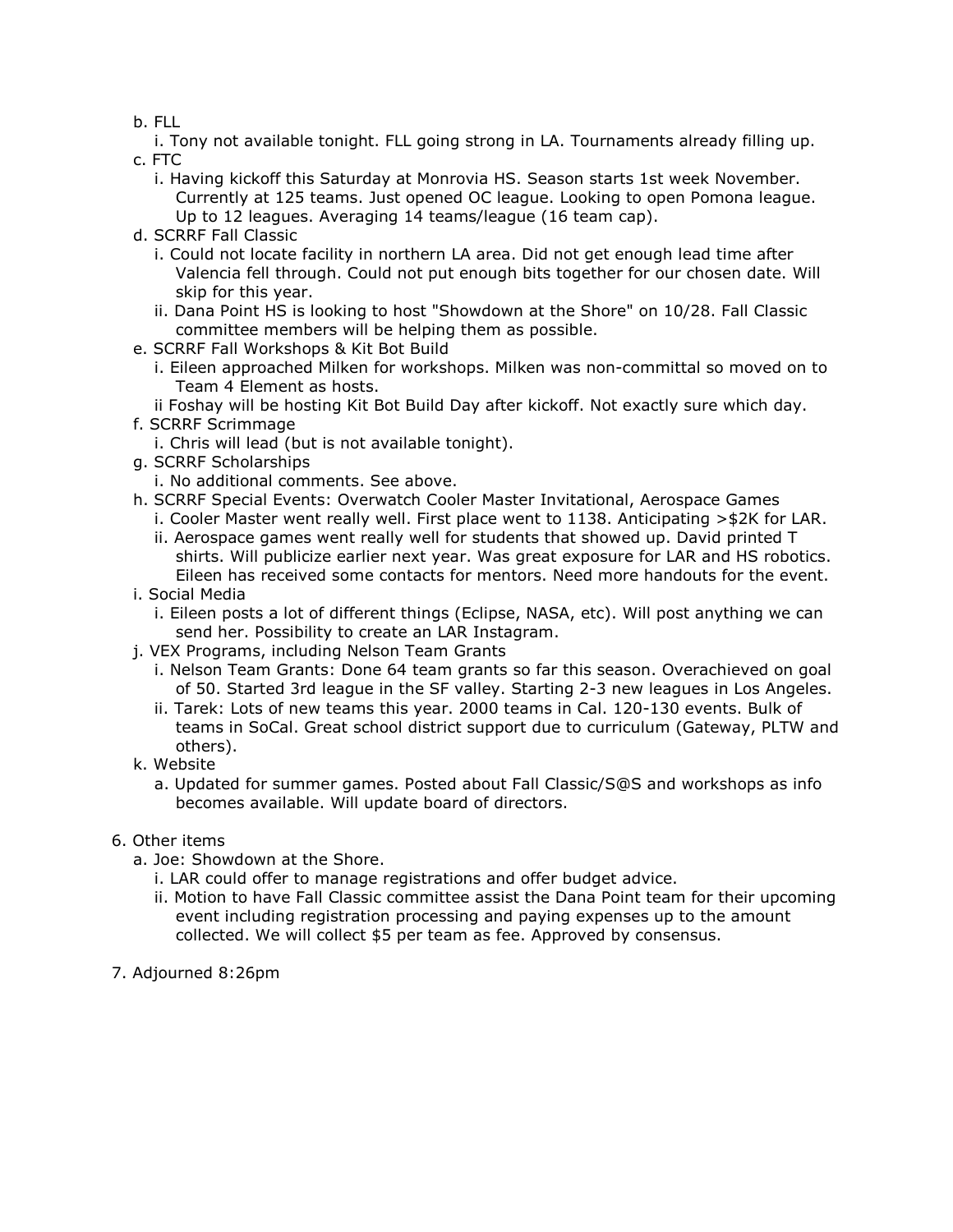b. FLL
   i. Tony not available tonight. FLL going strong in LA. Tournaments already filling up.

c. FTC
   i. Having kickoff this Saturday at Monrovia HS. Season starts 1st week November. Currently at 125 teams. Just opened OC league. Looking to open Pomona league. Up to 12 leagues. Averaging 14 teams/league (16 team cap).

d. SCRRF Fall Classic
   i. Could not locate facility in northern LA area. Did not get enough lead time after Valencia fell through. Could not put enough bits together for our chosen date. Will skip for this year.
   ii. Dana Point HS is looking to host "Showdown at the Shore" on 10/28. Fall Classic committee members will be helping them as possible.

e. SCRRF Fall Workshops & Kit Bot Build
   i. Eileen approached Milken for workshops. Milken was non-committal so moved on to Team 4 Element as hosts.
   ii Foshay will be hosting Kit Bot Build Day after kickoff. Not exactly sure which day.

f. SCRRF Scrimmage
   i. Chris will lead (but is not available tonight).

g. SCRRF Scholarships
   i. No additional comments. See above.

h. SCRRF Special Events: Overwatch Cooler Master Invitational, Aerospace Games
   i. Cooler Master went really well. First place went to 1138. Anticipating >$2K for LAR.
   ii. Aerospace games went really well for students that showed up. David printed T shirts. Will publicize earlier next year. Was great exposure for LAR and HS robotics. Eileen has received some contacts for mentors. Need more handouts for the event.

i. Social Media
   i. Eileen posts a lot of different things (Eclipse, NASA, etc). Will post anything we can send her. Possibility to create an LAR Instagram.

j. VEX Programs, including Nelson Team Grants
   i. Nelson Team Grants: Done 64 team grants so far this season. Overachieved on goal of 50. Started 3rd league in the SF valley. Starting 2-3 new leagues in Los Angeles.
   ii. Tarek: Lots of new teams this year. 2000 teams in Cal. 120-130 events. Bulk of teams in SoCal. Great school district support due to curriculum (Gateway, PLTW and others).

k. Website
   a. Updated for summer games. Posted about Fall Classic/S@S and workshops as info becomes available. Will update board of directors.

6. Other items
   a. Joe: Showdown at the Shore.
      i. LAR could offer to manage registrations and offer budget advice.
      ii. Motion to have Fall Classic committee assist the Dana Point team for their upcoming event including registration processing and paying expenses up to the amount collected. We will collect $5 per team as fee. Approved by consensus.

7. Adjourned 8:26pm